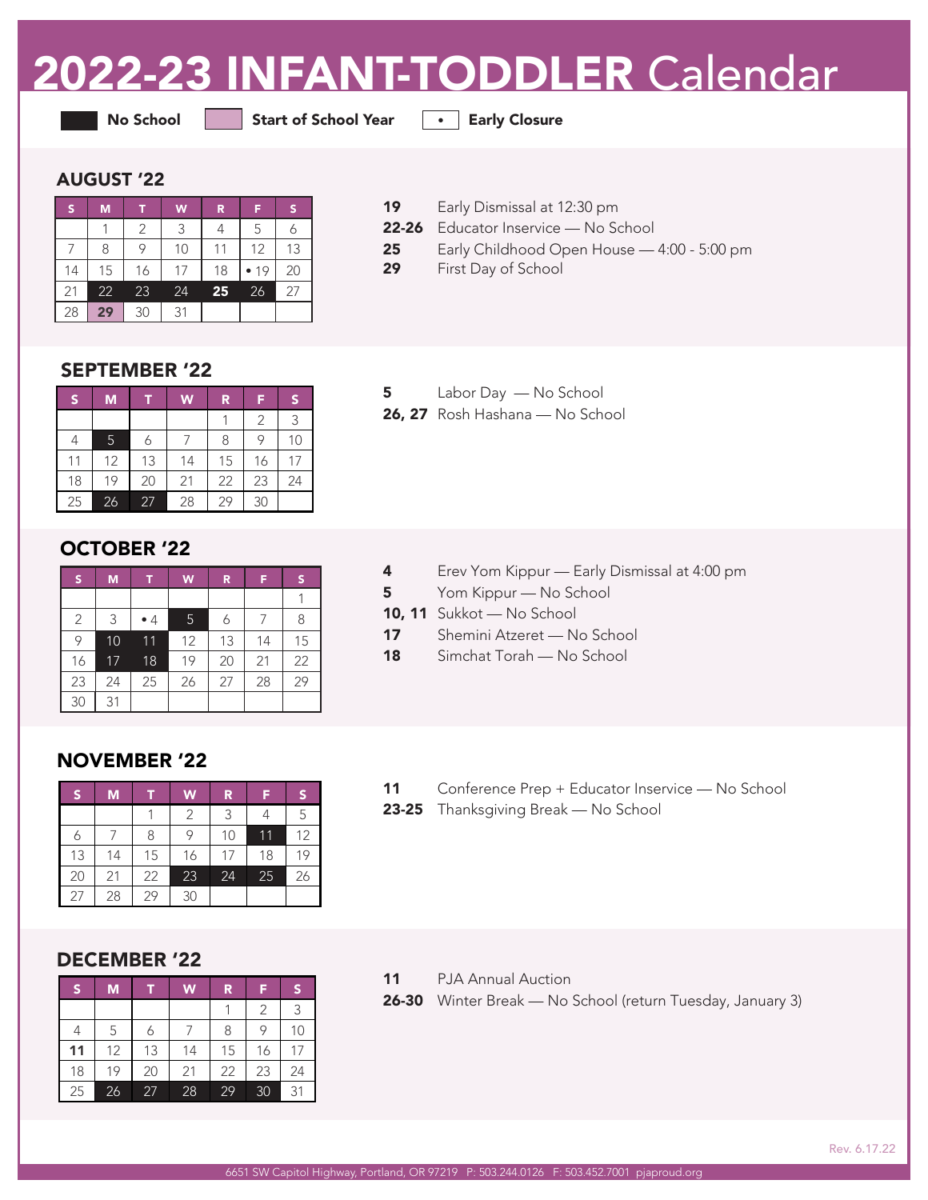# 2022-23 INFANT-TODDLER Calendar

**No School** | **Start of School Year** | • **Early Closure**

## AUGUST '22

| S | M | T | W | R | F | S |
|---|---|---|---|---|---|---|
| | 1 | 2 | 3 | 4 | 5 | 6 |
| 7 | 8 | 9 | 10 | 11 | 12 | 13 |
| 14 | 15 | 16 | 17 | 18 | • 19 | 20 |
| 21 | 22 | 23 | 24 | **25** | 26 | 27 |
| 28 | **29** | 30 | 31 | | | |

**19** Early Dismissal at 12:30 pm
**22-26** Educator Inservice — No School
**25** Early Childhood Open House — 4:00 - 5:00 pm
**29** First Day of School

## SEPTEMBER '22

| S | M | T | W | R | F | S |
|---|---|---|---|---|---|---|
| | | | | 1 | 2 | 3 |
| 4 | 5 | 6 | 7 | 8 | 9 | 10 |
| 11 | 12 | 13 | 14 | 15 | 16 | 17 |
| 18 | 19 | 20 | 21 | 22 | 23 | 24 |
| 25 | 26 | 27 | 28 | 29 | 30 | |

**5** Labor Day — No School
**26, 27** Rosh Hashana — No School

## OCTOBER '22

| S | M | T | W | R | F | S |
|---|---|---|---|---|---|---|
| | | | | | | 1 |
| 2 | 3 | • 4 | 5 | 6 | 7 | 8 |
| 9 | 10 | 11 | 12 | 13 | 14 | 15 |
| 16 | 17 | 18 | 19 | 20 | 21 | 22 |
| 23 | 24 | 25 | 26 | 27 | 28 | 29 |
| 30 | 31 | | | | | |

**4** Erev Yom Kippur — Early Dismissal at 4:00 pm
**5** Yom Kippur — No School
**10, 11** Sukkot — No School
**17** Shemini Atzeret — No School
**18** Simchat Torah — No School

## NOVEMBER '22

| S | M | T | W | R | F | S |
|---|---|---|---|---|---|---|
| | | 1 | 2 | 3 | 4 | 5 |
| 6 | 7 | 8 | 9 | 10 | 11 | 12 |
| 13 | 14 | 15 | 16 | 17 | 18 | 19 |
| 20 | 21 | 22 | 23 | 24 | 25 | 26 |
| 27 | 28 | 29 | 30 | | | |

**11** Conference Prep + Educator Inservice — No School
**23-25** Thanksgiving Break — No School

## DECEMBER '22

| S | M | T | W | R | F | S |
|---|---|---|---|---|---|---|
| | | | | 1 | 2 | 3 |
| 4 | 5 | 6 | 7 | 8 | 9 | 10 |
| **11** | 12 | 13 | 14 | 15 | 16 | 17 |
| 18 | 19 | 20 | 21 | 22 | 23 | 24 |
| 25 | 26 | 27 | 28 | 29 | 30 | 31 |

**11** PJA Annual Auction
**26-30** Winter Break — No School (return Tuesday, January 3)

Rev. 6.17.22

6651 SW Capitol Highway, Portland, OR 97219 P: 503.244.0126 F: 503.452.7001 pjaproud.org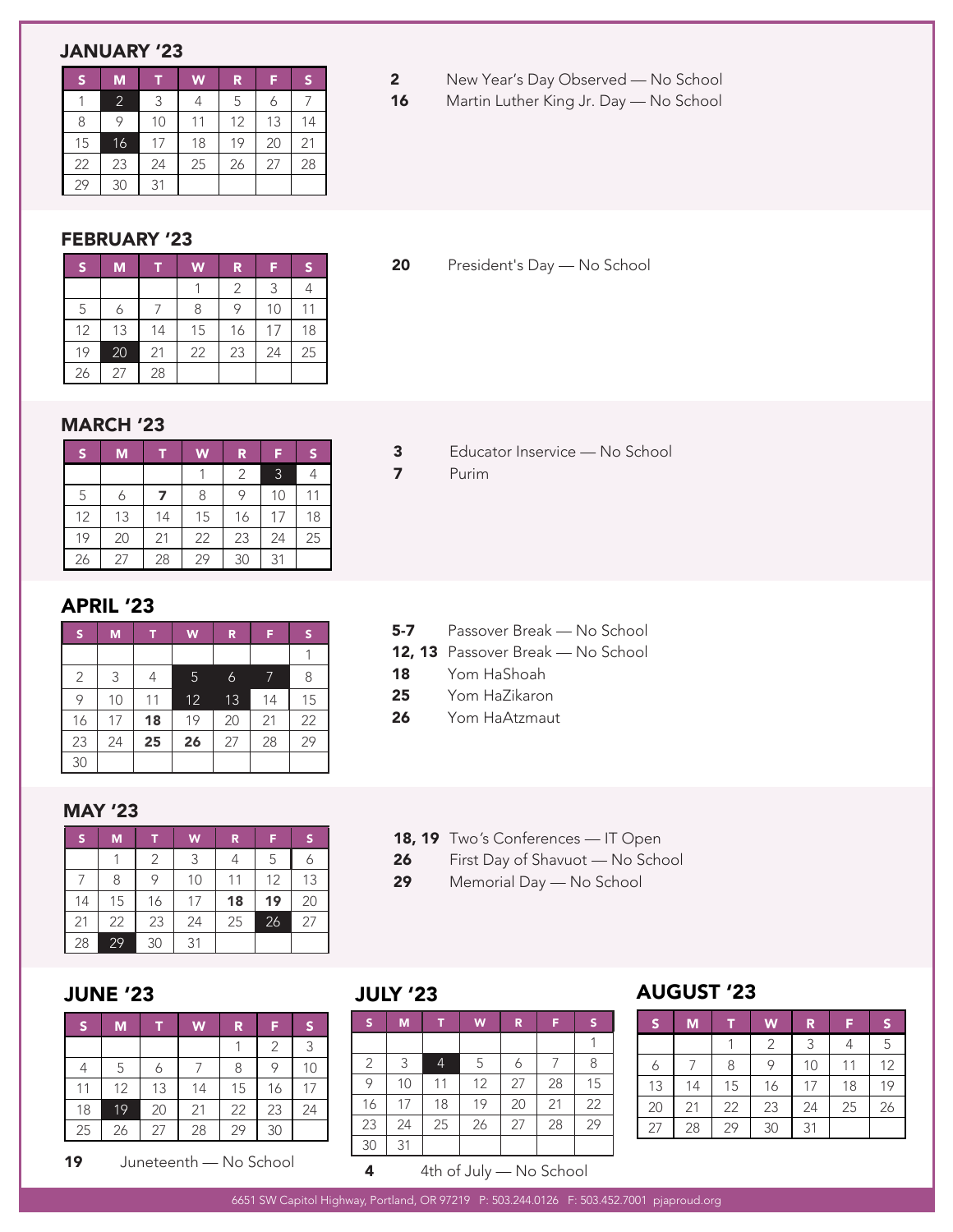## JANUARY '23

| S | M | T | W | R | F | S |
|---|---|---|---|---|---|---|
| 1 | 2 | 3 | 4 | 5 | 6 | 7 |
| 8 | 9 | 10 | 11 | 12 | 13 | 14 |
| 15 | 16 | 17 | 18 | 19 | 20 | 21 |
| 22 | 23 | 24 | 25 | 26 | 27 | 28 |
| 29 | 30 | 31 | | | | |

**2** New Year's Day Observed — No School
**16** Martin Luther King Jr. Day — No School

## FEBRUARY '23

| S | M | T | W | R | F | S |
|---|---|---|---|---|---|---|
| | | | 1 | 2 | 3 | 4 |
| 5 | 6 | 7 | 8 | 9 | 10 | 11 |
| 12 | 13 | 14 | 15 | 16 | 17 | 18 |
| 19 | 20 | 21 | 22 | 23 | 24 | 25 |
| 26 | 27 | 28 | | | | |

**20** President's Day — No School

## MARCH '23

| S | M | T | W | R | F | S |
|---|---|---|---|---|---|---|
| | | | 1 | 2 | 3 | 4 |
| 5 | 6 | **7** | 8 | 9 | 10 | 11 |
| 12 | 13 | 14 | 15 | 16 | 17 | 18 |
| 19 | 20 | 21 | 22 | 23 | 24 | 25 |
| 26 | 27 | 28 | 29 | 30 | 31 | |

**3** Educator Inservice — No School
**7** Purim

## APRIL '23

| S | M | T | W | R | F | S |
|---|---|---|---|---|---|---|
| | | | | | | 1 |
| 2 | 3 | 4 | 5 | 6 | 7 | 8 |
| 9 | 10 | 11 | 12 | 13 | 14 | 15 |
| 16 | 17 | **18** | 19 | 20 | 21 | 22 |
| 23 | 24 | **25** | **26** | 27 | 28 | 29 |
| 30 | | | | | | |

**5-7** Passover Break — No School
**12, 13** Passover Break — No School
**18** Yom HaShoah
**25** Yom HaZikaron
**26** Yom HaAtzmaut

## MAY '23

| S | M | T | W | R | F | S |
|---|---|---|---|---|---|---|
| | 1 | 2 | 3 | 4 | 5 | 6 |
| 7 | 8 | 9 | 10 | 11 | 12 | 13 |
| 14 | 15 | 16 | 17 | **18** | **19** | 20 |
| 21 | 22 | 23 | 24 | 25 | 26 | 27 |
| 28 | 29 | 30 | 31 | | | |

**18, 19** Two's Conferences — IT Open
**26** First Day of Shavuot — No School
**29** Memorial Day — No School

## JUNE '23

| S | M | T | W | R | F | S |
|---|---|---|---|---|---|---|
| | | | | 1 | 2 | 3 |
| 4 | 5 | 6 | 7 | 8 | 9 | 10 |
| 11 | 12 | 13 | 14 | 15 | 16 | 17 |
| 18 | 19 | 20 | 21 | 22 | 23 | 24 |
| 25 | 26 | 27 | 28 | 29 | 30 | |

**19** Juneteenth — No School

## JULY '23

| S | M | T | W | R | F | S |
|---|---|---|---|---|---|---|
| | | | | | | 1 |
| 2 | 3 | 4 | 5 | 6 | 7 | 8 |
| 9 | 10 | 11 | 12 | 27 | 28 | 15 |
| 16 | 17 | 18 | 19 | 20 | 21 | 22 |
| 23 | 24 | 25 | 26 | 27 | 28 | 29 |
| 30 | 31 | | | | | |

**4** 4th of July — No School

## AUGUST '23

| S | M | T | W | R | F | S |
|---|---|---|---|---|---|---|
| | | 1 | 2 | 3 | 4 | 5 |
| 6 | 7 | 8 | 9 | 10 | 11 | 12 |
| 13 | 14 | 15 | 16 | 17 | 18 | 19 |
| 20 | 21 | 22 | 23 | 24 | 25 | 26 |
| 27 | 28 | 29 | 30 | 31 | | |

6651 SW Capitol Highway, Portland, OR 97219 P: 503.244.0126 F: 503.452.7001 pjaproud.org